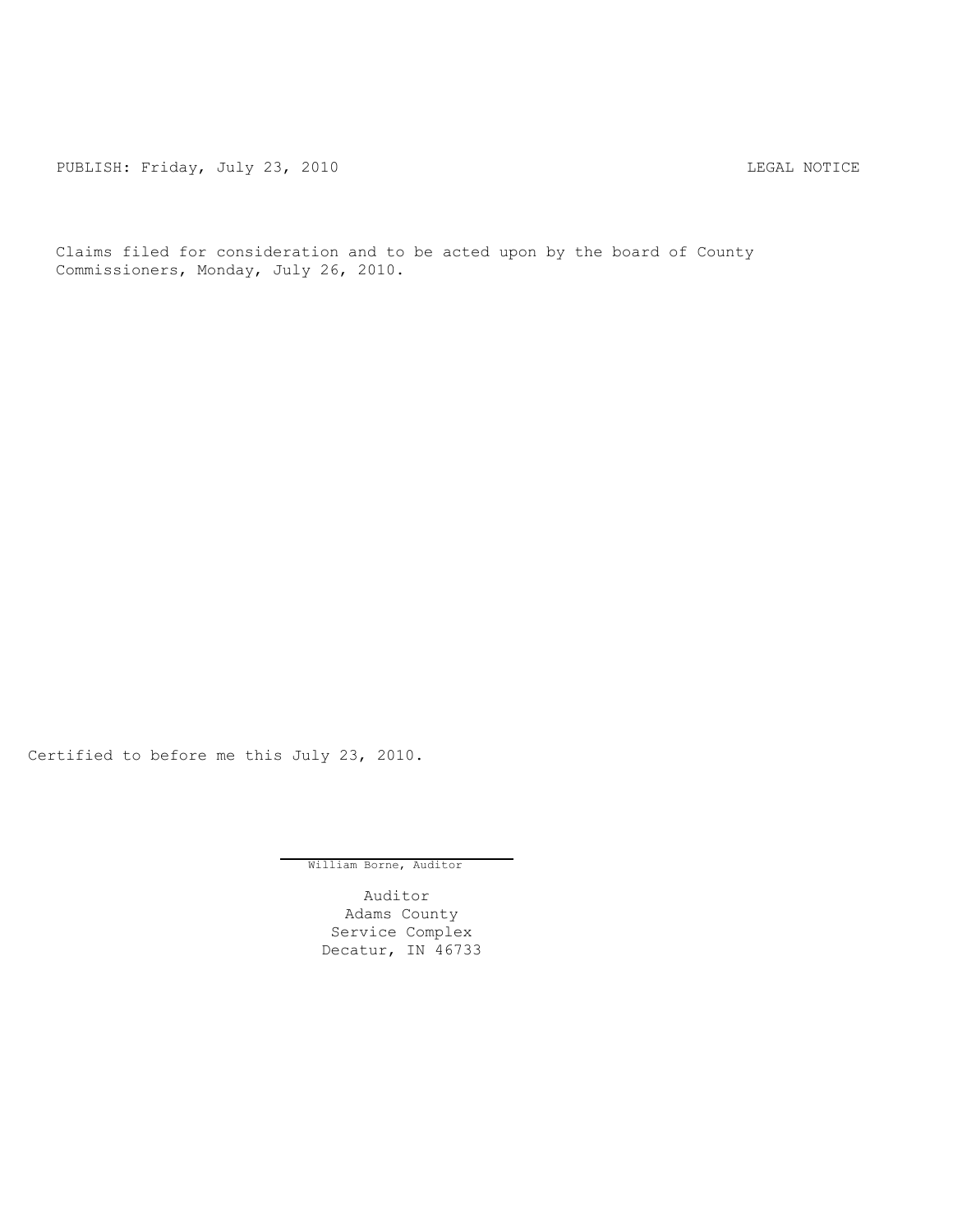PUBLISH: Friday, July 23, 2010 LEGAL NOTICE

Claims filed for consideration and to be acted upon by the board of County Commissioners, Monday, July 26, 2010.

Certified to before me this July 23, 2010.

William Borne, Auditor

Auditor
Adams County
Service Complex
Decatur, IN 46733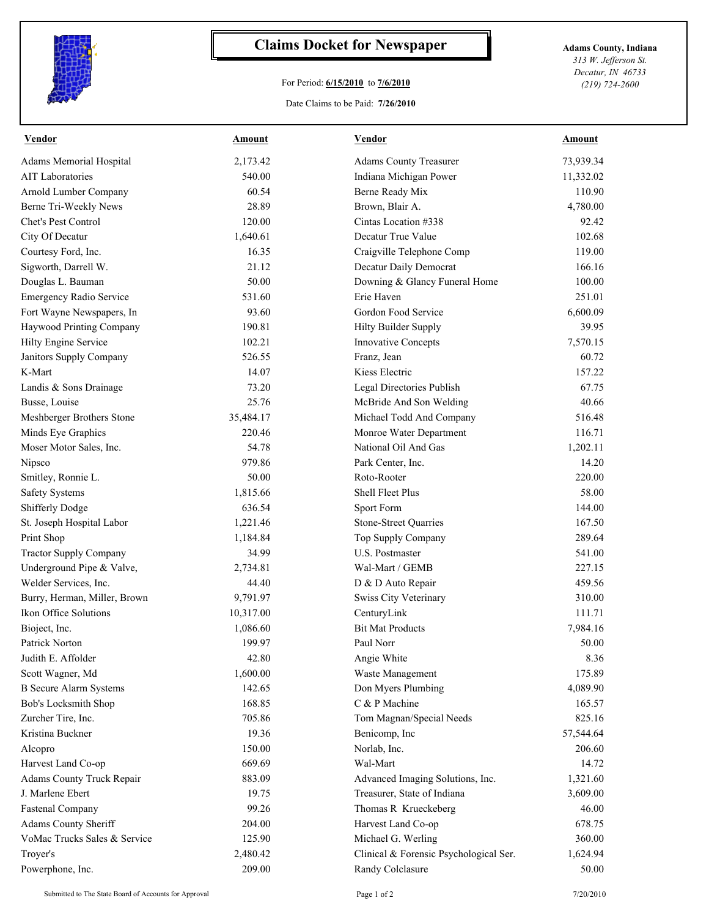# Claims Docket for Newspaper

For Period: **6/15/2010** to **7/6/2010**

Date Claims to be Paid: **7/26/2010**

**Adams County, Indiana**
*313 W. Jefferson St.*
*Decatur, IN 46733*
*(219) 724-2600*

| Vendor | Amount | Vendor | Amount |
|---|---|---|---|
| Adams Memorial Hospital | 2,173.42 | Adams County Treasurer | 73,939.34 |
| AIT Laboratories | 540.00 | Indiana Michigan Power | 11,332.02 |
| Arnold Lumber Company | 60.54 | Berne Ready Mix | 110.90 |
| Berne Tri-Weekly News | 28.89 | Brown, Blair A. | 4,780.00 |
| Chet's Pest Control | 120.00 | Cintas Location #338 | 92.42 |
| City Of Decatur | 1,640.61 | Decatur True Value | 102.68 |
| Courtesy Ford, Inc. | 16.35 | Craigville Telephone Comp | 119.00 |
| Sigworth, Darrell W. | 21.12 | Decatur Daily Democrat | 166.16 |
| Douglas L. Bauman | 50.00 | Downing & Glancy Funeral Home | 100.00 |
| Emergency Radio Service | 531.60 | Erie Haven | 251.01 |
| Fort Wayne Newspapers, In | 93.60 | Gordon Food Service | 6,600.09 |
| Haywood Printing Company | 190.81 | Hilty Builder Supply | 39.95 |
| Hilty Engine Service | 102.21 | Innovative Concepts | 7,570.15 |
| Janitors Supply Company | 526.55 | Franz, Jean | 60.72 |
| K-Mart | 14.07 | Kiess Electric | 157.22 |
| Landis & Sons Drainage | 73.20 | Legal Directories Publish | 67.75 |
| Busse, Louise | 25.76 | McBride And Son Welding | 40.66 |
| Meshberger Brothers Stone | 35,484.17 | Michael Todd And Company | 516.48 |
| Minds Eye Graphics | 220.46 | Monroe Water Department | 116.71 |
| Moser Motor Sales, Inc. | 54.78 | National Oil And Gas | 1,202.11 |
| Nipsco | 979.86 | Park Center, Inc. | 14.20 |
| Smitley, Ronnie L. | 50.00 | Roto-Rooter | 220.00 |
| Safety Systems | 1,815.66 | Shell Fleet Plus | 58.00 |
| Shifferly Dodge | 636.54 | Sport Form | 144.00 |
| St. Joseph Hospital Labor | 1,221.46 | Stone-Street Quarries | 167.50 |
| Print Shop | 1,184.84 | Top Supply Company | 289.64 |
| Tractor Supply Company | 34.99 | U.S. Postmaster | 541.00 |
| Underground Pipe & Valve, | 2,734.81 | Wal-Mart / GEMB | 227.15 |
| Welder Services, Inc. | 44.40 | D & D Auto Repair | 459.56 |
| Burry, Herman, Miller, Brown | 9,791.97 | Swiss City Veterinary | 310.00 |
| Ikon Office Solutions | 10,317.00 | CenturyLink | 111.71 |
| Bioject, Inc. | 1,086.60 | Bit Mat Products | 7,984.16 |
| Patrick Norton | 199.97 | Paul Norr | 50.00 |
| Judith E. Affolder | 42.80 | Angie White | 8.36 |
| Scott Wagner, Md | 1,600.00 | Waste Management | 175.89 |
| B Secure Alarm Systems | 142.65 | Don Myers Plumbing | 4,089.90 |
| Bob's Locksmith Shop | 168.85 | C & P Machine | 165.57 |
| Zurcher Tire, Inc. | 705.86 | Tom Magnan/Special Needs | 825.16 |
| Kristina Buckner | 19.36 | Benicomp, Inc | 57,544.64 |
| Alcopro | 150.00 | Norlab, Inc. | 206.60 |
| Harvest Land Co-op | 669.69 | Wal-Mart | 14.72 |
| Adams County Truck Repair | 883.09 | Advanced Imaging Solutions, Inc. | 1,321.60 |
| J. Marlene Ebert | 19.75 | Treasurer, State of Indiana | 3,609.00 |
| Fastenal Company | 99.26 | Thomas R Krueckeberg | 46.00 |
| Adams County Sheriff | 204.00 | Harvest Land Co-op | 678.75 |
| VoMac Trucks Sales & Service | 125.90 | Michael G. Werling | 360.00 |
| Troyer's | 2,480.42 | Clinical & Forensic Psychological Ser. | 1,624.94 |
| Powerphone, Inc. | 209.00 | Randy Colclasure | 50.00 |

Submitted to The State Board of Accounts for Approval — 7/20/2010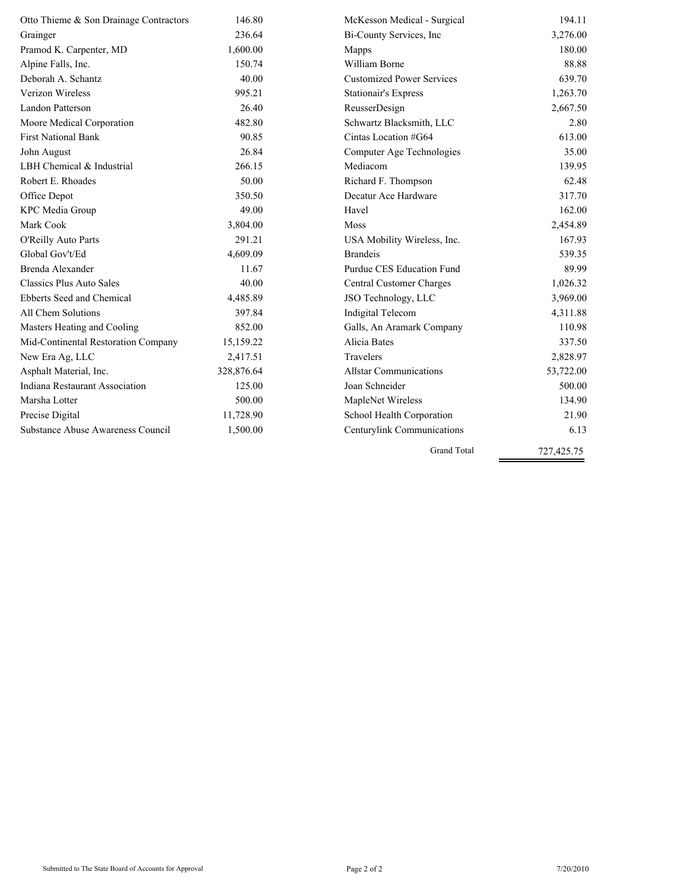| | | | |
|---|---|---|---|
| Otto Thieme & Son Drainage Contractors | 146.80 | McKesson Medical - Surgical | 194.11 |
| Grainger | 236.64 | Bi-County Services, Inc | 3,276.00 |
| Pramod K. Carpenter, MD | 1,600.00 | Mapps | 180.00 |
| Alpine Falls, Inc. | 150.74 | William Borne | 88.88 |
| Deborah A. Schantz | 40.00 | Customized Power Services | 639.70 |
| Verizon Wireless | 995.21 | Stationair's Express | 1,263.70 |
| Landon Patterson | 26.40 | ReusserDesign | 2,667.50 |
| Moore Medical Corporation | 482.80 | Schwartz Blacksmith, LLC | 2.80 |
| First National Bank | 90.85 | Cintas Location #G64 | 613.00 |
| John August | 26.84 | Computer Age Technologies | 35.00 |
| LBH Chemical & Industrial | 266.15 | Mediacom | 139.95 |
| Robert E. Rhoades | 50.00 | Richard F. Thompson | 62.48 |
| Office Depot | 350.50 | Decatur Ace Hardware | 317.70 |
| KPC Media Group | 49.00 | Havel | 162.00 |
| Mark Cook | 3,804.00 | Moss | 2,454.89 |
| O'Reilly Auto Parts | 291.21 | USA Mobility Wireless, Inc. | 167.93 |
| Global Gov't/Ed | 4,609.09 | Brandeis | 539.35 |
| Brenda Alexander | 11.67 | Purdue CES Education Fund | 89.99 |
| Classics Plus Auto Sales | 40.00 | Central Customer Charges | 1,026.32 |
| Ebberts Seed and Chemical | 4,485.89 | JSO Technology, LLC | 3,969.00 |
| All Chem Solutions | 397.84 | Indigital Telecom | 4,311.88 |
| Masters Heating and Cooling | 852.00 | Galls, An Aramark Company | 110.98 |
| Mid-Continental Restoration Company | 15,159.22 | Alicia Bates | 337.50 |
| New Era Ag, LLC | 2,417.51 | Travelers | 2,828.97 |
| Asphalt Material, Inc. | 328,876.64 | Allstar Communications | 53,722.00 |
| Indiana Restaurant Association | 125.00 | Joan Schneider | 500.00 |
| Marsha Lotter | 500.00 | MapleNet Wireless | 134.90 |
| Precise Digital | 11,728.90 | School Health Corporation | 21.90 |
| Substance Abuse Awareness Council | 1,500.00 | Centurylink Communications | 6.13 |
| | | Grand Total | 727,425.75 |

Submitted to The State Board of Accounts for Approval

7/20/2010